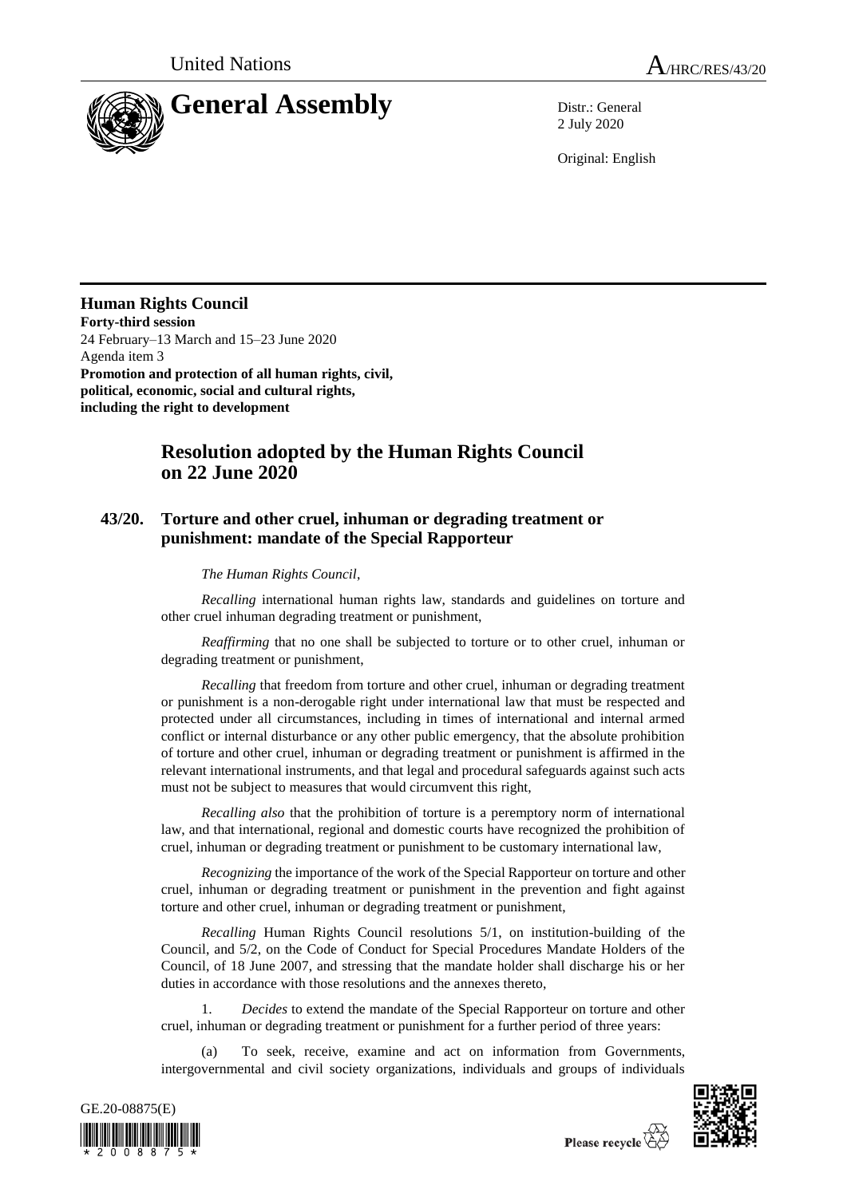United Nations A/HRC/RES/43/20

# General Assembly

Distr.: General
2 July 2020

Original: English

**Human Rights Council**
**Forty-third session**
24 February–13 March and 15–23 June 2020
Agenda item 3
**Promotion and protection of all human rights, civil, political, economic, social and cultural rights, including the right to development**

## Resolution adopted by the Human Rights Council on 22 June 2020

### 43/20. Torture and other cruel, inhuman or degrading treatment or punishment: mandate of the Special Rapporteur

*The Human Rights Council*,

*Recalling* international human rights law, standards and guidelines on torture and other cruel inhuman degrading treatment or punishment,

*Reaffirming* that no one shall be subjected to torture or to other cruel, inhuman or degrading treatment or punishment,

*Recalling* that freedom from torture and other cruel, inhuman or degrading treatment or punishment is a non-derogable right under international law that must be respected and protected under all circumstances, including in times of international and internal armed conflict or internal disturbance or any other public emergency, that the absolute prohibition of torture and other cruel, inhuman or degrading treatment or punishment is affirmed in the relevant international instruments, and that legal and procedural safeguards against such acts must not be subject to measures that would circumvent this right,

*Recalling also* that the prohibition of torture is a peremptory norm of international law, and that international, regional and domestic courts have recognized the prohibition of cruel, inhuman or degrading treatment or punishment to be customary international law,

*Recognizing* the importance of the work of the Special Rapporteur on torture and other cruel, inhuman or degrading treatment or punishment in the prevention and fight against torture and other cruel, inhuman or degrading treatment or punishment,

*Recalling* Human Rights Council resolutions 5/1, on institution-building of the Council, and 5/2, on the Code of Conduct for Special Procedures Mandate Holders of the Council, of 18 June 2007, and stressing that the mandate holder shall discharge his or her duties in accordance with those resolutions and the annexes thereto,

1. *Decides* to extend the mandate of the Special Rapporteur on torture and other cruel, inhuman or degrading treatment or punishment for a further period of three years:

(a) To seek, receive, examine and act on information from Governments, intergovernmental and civil society organizations, individuals and groups of individuals

GE.20-08875(E)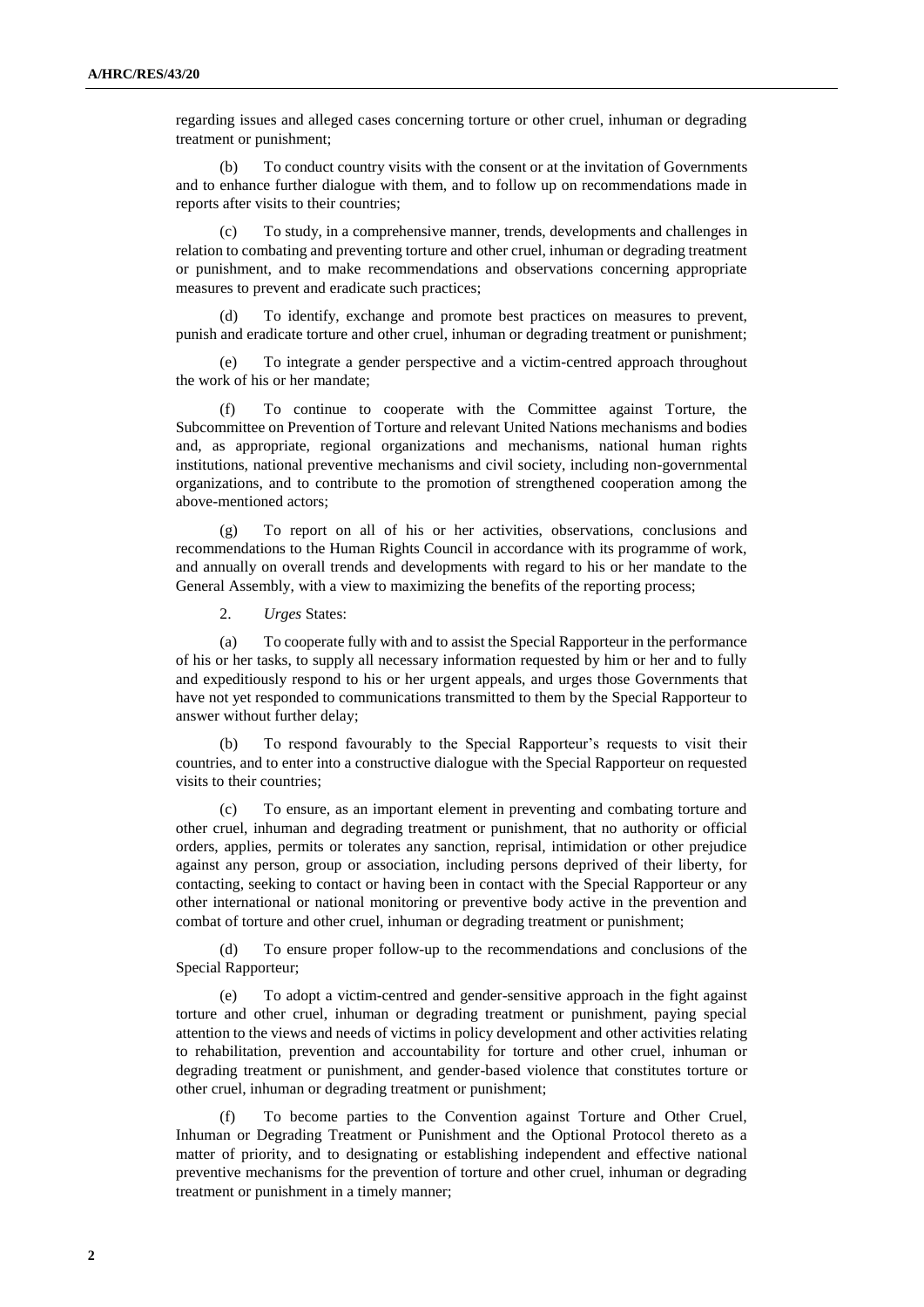regarding issues and alleged cases concerning torture or other cruel, inhuman or degrading treatment or punishment;

(b) To conduct country visits with the consent or at the invitation of Governments and to enhance further dialogue with them, and to follow up on recommendations made in reports after visits to their countries;

(c) To study, in a comprehensive manner, trends, developments and challenges in relation to combating and preventing torture and other cruel, inhuman or degrading treatment or punishment, and to make recommendations and observations concerning appropriate measures to prevent and eradicate such practices;

(d) To identify, exchange and promote best practices on measures to prevent, punish and eradicate torture and other cruel, inhuman or degrading treatment or punishment;

(e) To integrate a gender perspective and a victim-centred approach throughout the work of his or her mandate;

(f) To continue to cooperate with the Committee against Torture, the Subcommittee on Prevention of Torture and relevant United Nations mechanisms and bodies and, as appropriate, regional organizations and mechanisms, national human rights institutions, national preventive mechanisms and civil society, including non-governmental organizations, and to contribute to the promotion of strengthened cooperation among the above-mentioned actors;

(g) To report on all of his or her activities, observations, conclusions and recommendations to the Human Rights Council in accordance with its programme of work, and annually on overall trends and developments with regard to his or her mandate to the General Assembly, with a view to maximizing the benefits of the reporting process;

2. *Urges* States:

(a) To cooperate fully with and to assist the Special Rapporteur in the performance of his or her tasks, to supply all necessary information requested by him or her and to fully and expeditiously respond to his or her urgent appeals, and urges those Governments that have not yet responded to communications transmitted to them by the Special Rapporteur to answer without further delay;

(b) To respond favourably to the Special Rapporteur's requests to visit their countries, and to enter into a constructive dialogue with the Special Rapporteur on requested visits to their countries;

(c) To ensure, as an important element in preventing and combating torture and other cruel, inhuman and degrading treatment or punishment, that no authority or official orders, applies, permits or tolerates any sanction, reprisal, intimidation or other prejudice against any person, group or association, including persons deprived of their liberty, for contacting, seeking to contact or having been in contact with the Special Rapporteur or any other international or national monitoring or preventive body active in the prevention and combat of torture and other cruel, inhuman or degrading treatment or punishment;

(d) To ensure proper follow-up to the recommendations and conclusions of the Special Rapporteur;

(e) To adopt a victim-centred and gender-sensitive approach in the fight against torture and other cruel, inhuman or degrading treatment or punishment, paying special attention to the views and needs of victims in policy development and other activities relating to rehabilitation, prevention and accountability for torture and other cruel, inhuman or degrading treatment or punishment, and gender-based violence that constitutes torture or other cruel, inhuman or degrading treatment or punishment;

(f) To become parties to the Convention against Torture and Other Cruel, Inhuman or Degrading Treatment or Punishment and the Optional Protocol thereto as a matter of priority, and to designating or establishing independent and effective national preventive mechanisms for the prevention of torture and other cruel, inhuman or degrading treatment or punishment in a timely manner;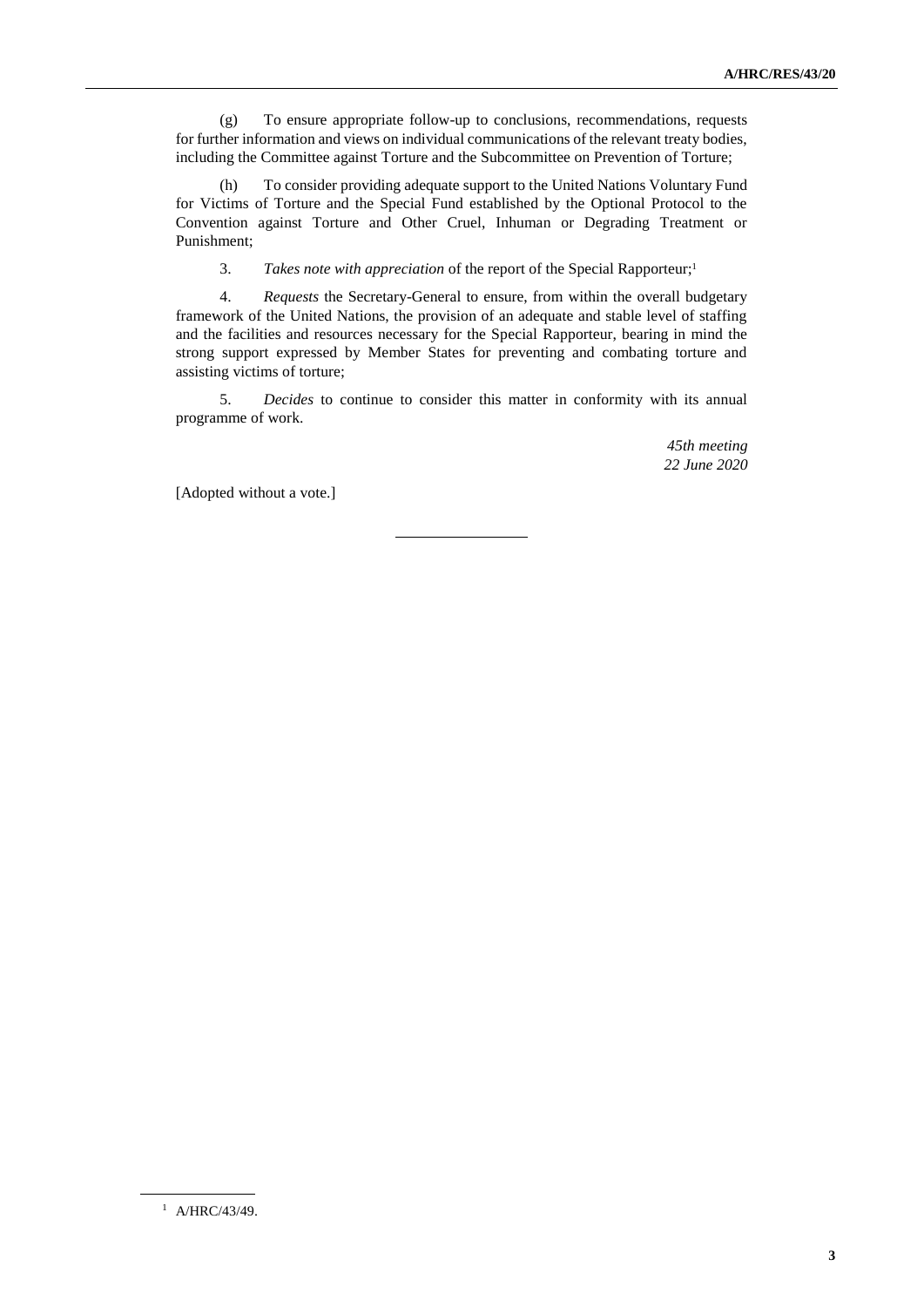(g) To ensure appropriate follow-up to conclusions, recommendations, requests for further information and views on individual communications of the relevant treaty bodies, including the Committee against Torture and the Subcommittee on Prevention of Torture;

(h) To consider providing adequate support to the United Nations Voluntary Fund for Victims of Torture and the Special Fund established by the Optional Protocol to the Convention against Torture and Other Cruel, Inhuman or Degrading Treatment or Punishment;

3. *Takes note with appreciation* of the report of the Special Rapporteur;[1]

4. *Requests* the Secretary-General to ensure, from within the overall budgetary framework of the United Nations, the provision of an adequate and stable level of staffing and the facilities and resources necessary for the Special Rapporteur, bearing in mind the strong support expressed by Member States for preventing and combating torture and assisting victims of torture;

5. *Decides* to continue to consider this matter in conformity with its annual programme of work.

*45th meeting*
*22 June 2020*

[Adopted without a vote.]

[1] A/HRC/43/49.